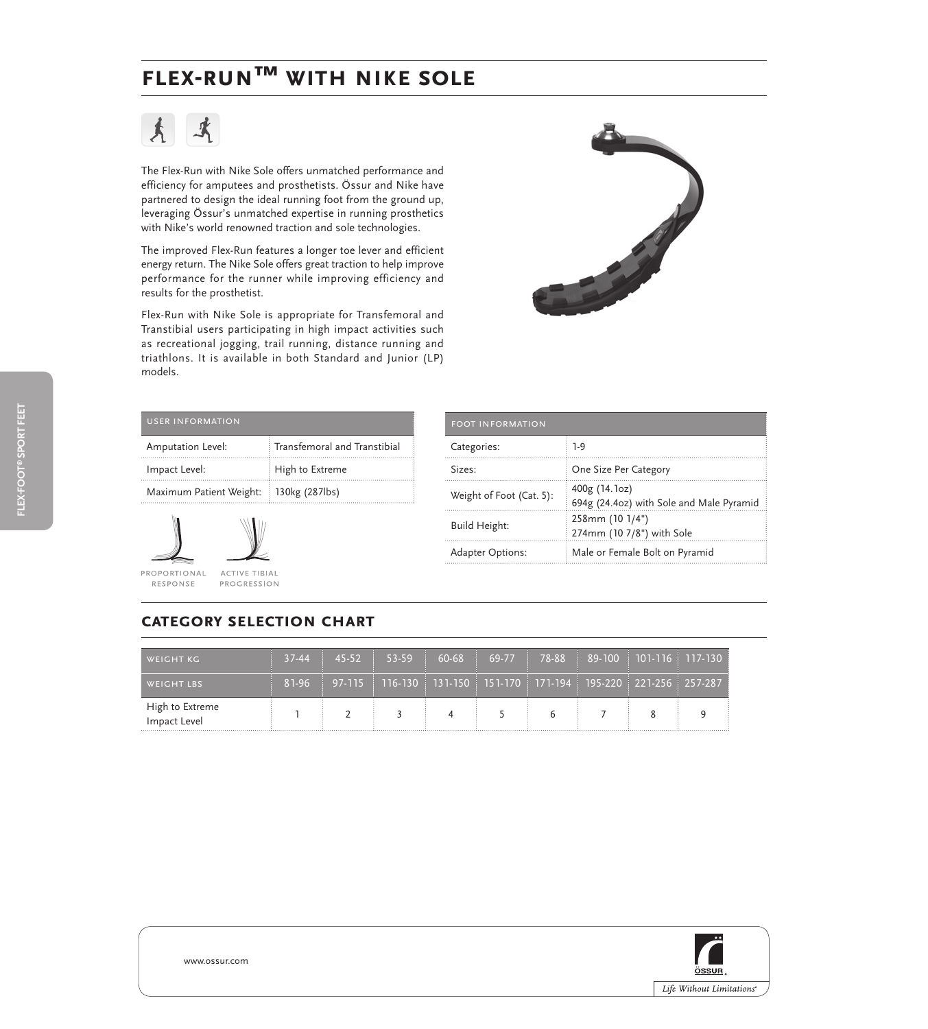# FLEX-RUN™ WITH NIKE SOLE

The Flex-Run with Nike Sole offers unmatched performance and efficiency for amputees and prosthetists. Össur and Nike have partnered to design the ideal running foot from the ground up, leveraging Össur's unmatched expertise in running prosthetics with Nike's world renowned traction and sole technologies.

The improved Flex-Run features a longer toe lever and efficient energy return. The Nike Sole offers great traction to help improve performance for the runner while improving efficiency and results for the prosthetist.

Flex-Run with Nike Sole is appropriate for Transfemoral and Transtibial users participating in high impact activities such as recreational jogging, trail running, distance running and triathlons. It is available in both Standard and Junior (LP) models.

| USER INFORMATION | |
|---|---|
| Amputation Level: | Transfemoral and Transtibial |
| Impact Level: | High to Extreme |
| Maximum Patient Weight: | 130kg (287lbs) |

PROPORTIONAL RESPONSE

ACTIVE TIBIAL PROGRESSION

| FOOT INFORMATION | |
|---|---|
| Categories: | 1-9 |
| Sizes: | One Size Per Category |
| Weight of Foot (Cat. 5): | 400g (14.1oz)<br>694g (24.4oz) with Sole and Male Pyramid |
| Build Height: | 258mm (10 1/4")<br>274mm (10 7/8") with Sole |
| Adapter Options: | Male or Female Bolt on Pyramid |

## CATEGORY SELECTION CHART

| WEIGHT KG | 37-44 | 45-52 | 53-59 | 60-68 | 69-77 | 78-88 | 89-100 | 101-116 | 117-130 |
|---|---|---|---|---|---|---|---|---|---|
| WEIGHT LBS | 81-96 | 97-115 | 116-130 | 131-150 | 151-170 | 171-194 | 195-220 | 221-256 | 257-287 |
| High to Extreme Impact Level | 1 | 2 | 3 | 4 | 5 | 6 | 7 | 8 | 9 |

www.ossur.com

ÖSSUR

*Life Without Limitations*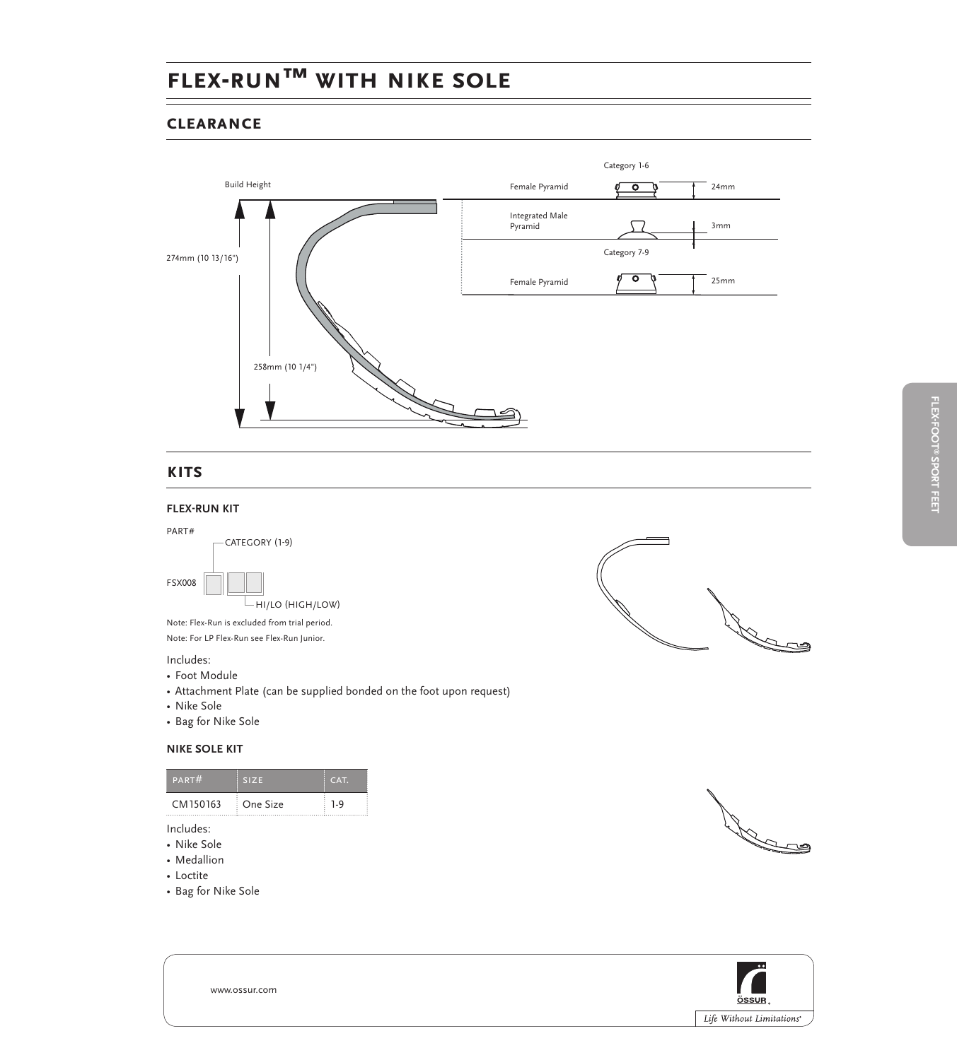# FLEX-RUN™ WITH NIKE SOLE

## CLEARANCE

Build Height

274mm (10 13/16")

258mm (10 1/4")

Category 1-6

Female Pyramid — 24mm

Integrated Male Pyramid — 3mm

Category 7-9

Female Pyramid — 25mm

## KITS

### FLEX-RUN KIT

PART#

FSX008 [ ] [ ][ ]

— CATEGORY (1-9)

— HI/LO (HIGH/LOW)

Note: Flex-Run is excluded from trial period.

Note: For LP Flex-Run see Flex-Run Junior.

Includes:

- Foot Module
- Attachment Plate (can be supplied bonded on the foot upon request)
- Nike Sole
- Bag for Nike Sole

### NIKE SOLE KIT

| PART# | SIZE | CAT. |
| --- | --- | --- |
| CM150163 | One Size | 1-9 |

Includes:

- Nike Sole
- Medallion
- Loctite
- Bag for Nike Sole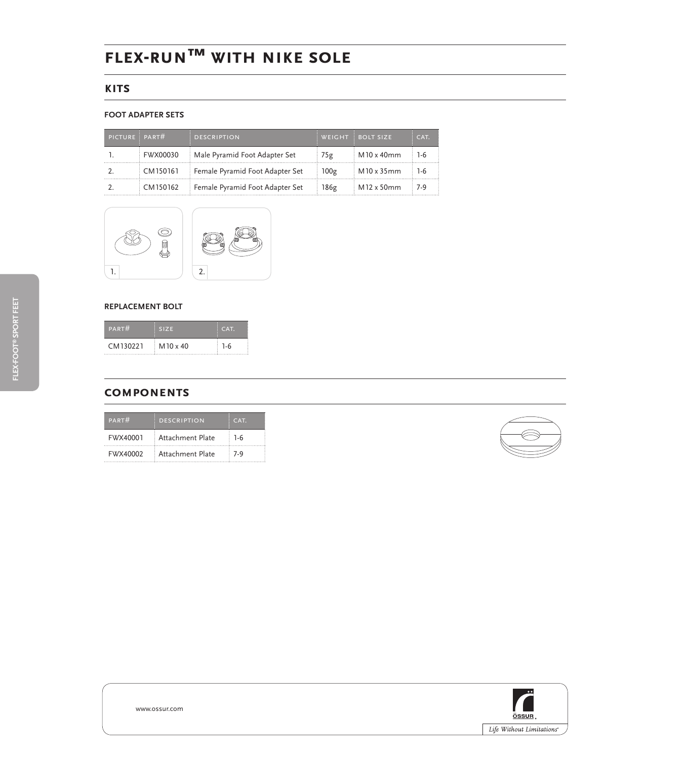# FLEX-RUN™ WITH NIKE SOLE

## KITS

### FOOT ADAPTER SETS

| PICTURE | PART# | DESCRIPTION | WEIGHT | BOLT SIZE | CAT. |
|---|---|---|---|---|---|
| 1. | FWX00030 | Male Pyramid Foot Adapter Set | 75g | M10 x 40mm | 1-6 |
| 2. | CM150161 | Female Pyramid Foot Adapter Set | 100g | M10 x 35mm | 1-6 |
| 2. | CM150162 | Female Pyramid Foot Adapter Set | 186g | M12 x 50mm | 7-9 |

1.

2.

### REPLACEMENT BOLT

| PART# | SIZE | CAT. |
|---|---|---|
| CM130221 | M10 x 40 | 1-6 |

## COMPONENTS

| PART# | DESCRIPTION | CAT. |
|---|---|---|
| FWX40001 | Attachment Plate | 1-6 |
| FWX40002 | Attachment Plate | 7-9 |